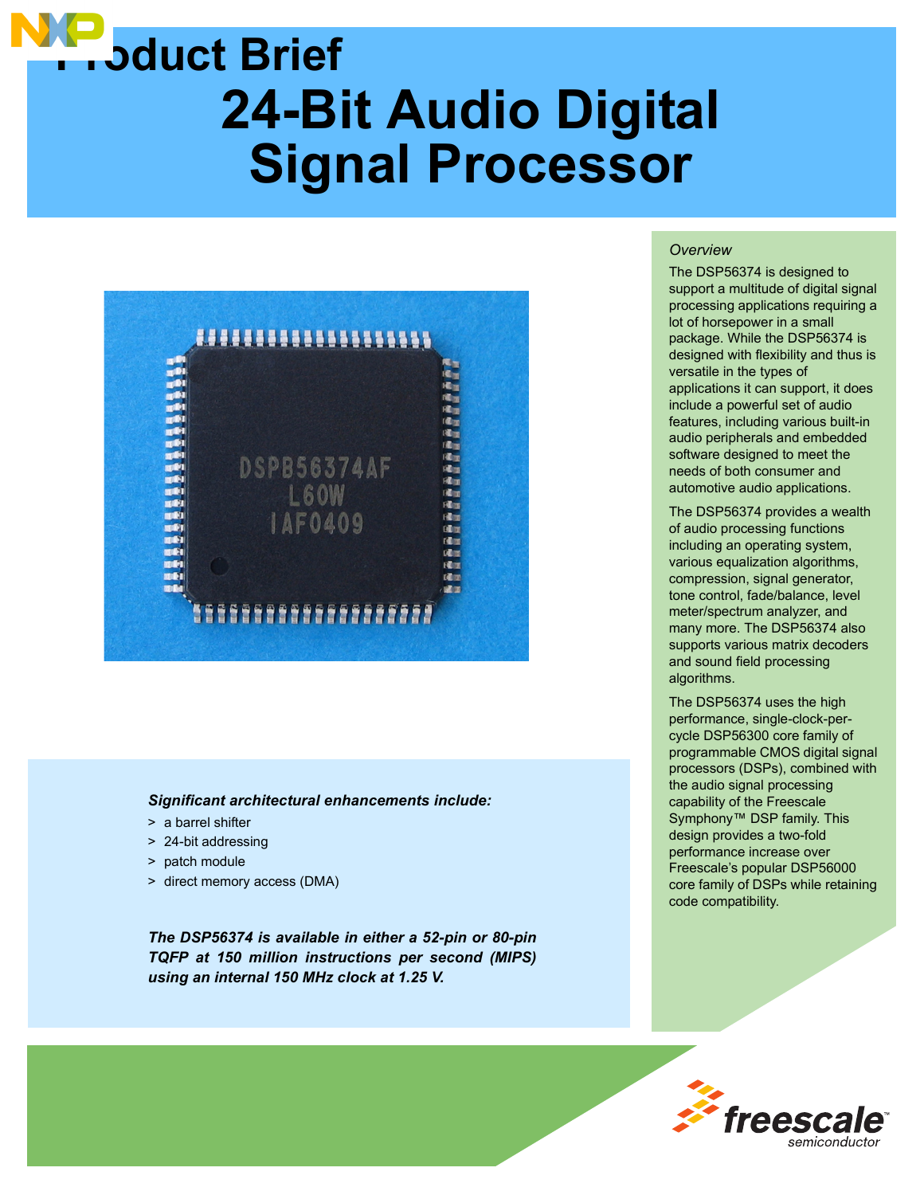# Product Brief

# 24-Bit Audio Digital Signal Processor

### *Overview*

The DSP56374 is designed to support a multitude of digital signal processing applications requiring a lot of horsepower in a small package. While the DSP56374 is designed with flexibility and thus is versatile in the types of applications it can support, it does include a powerful set of audio features, including various built-in audio peripherals and embedded software designed to meet the needs of both consumer and automotive audio applications.

The DSP56374 provides a wealth of audio processing functions including an operating system, various equalization algorithms, compression, signal generator, tone control, fade/balance, level meter/spectrum analyzer, and many more. The DSP56374 also supports various matrix decoders and sound field processing algorithms.

The DSP56374 uses the high performance, single-clock-per-cycle DSP56300 core family of programmable CMOS digital signal processors (DSPs), combined with the audio signal processing capability of the Freescale Symphony™ DSP family. This design provides a two-fold performance increase over Freescale's popular DSP56000 core family of DSPs while retaining code compatibility.

***Significant architectural enhancements include:***

- a barrel shifter
- 24-bit addressing
- patch module
- direct memory access (DMA)

***The DSP56374 is available in either a 52-pin or 80-pin TQFP at 150 million instructions per second (MIPS) using an internal 150 MHz clock at 1.25 V.***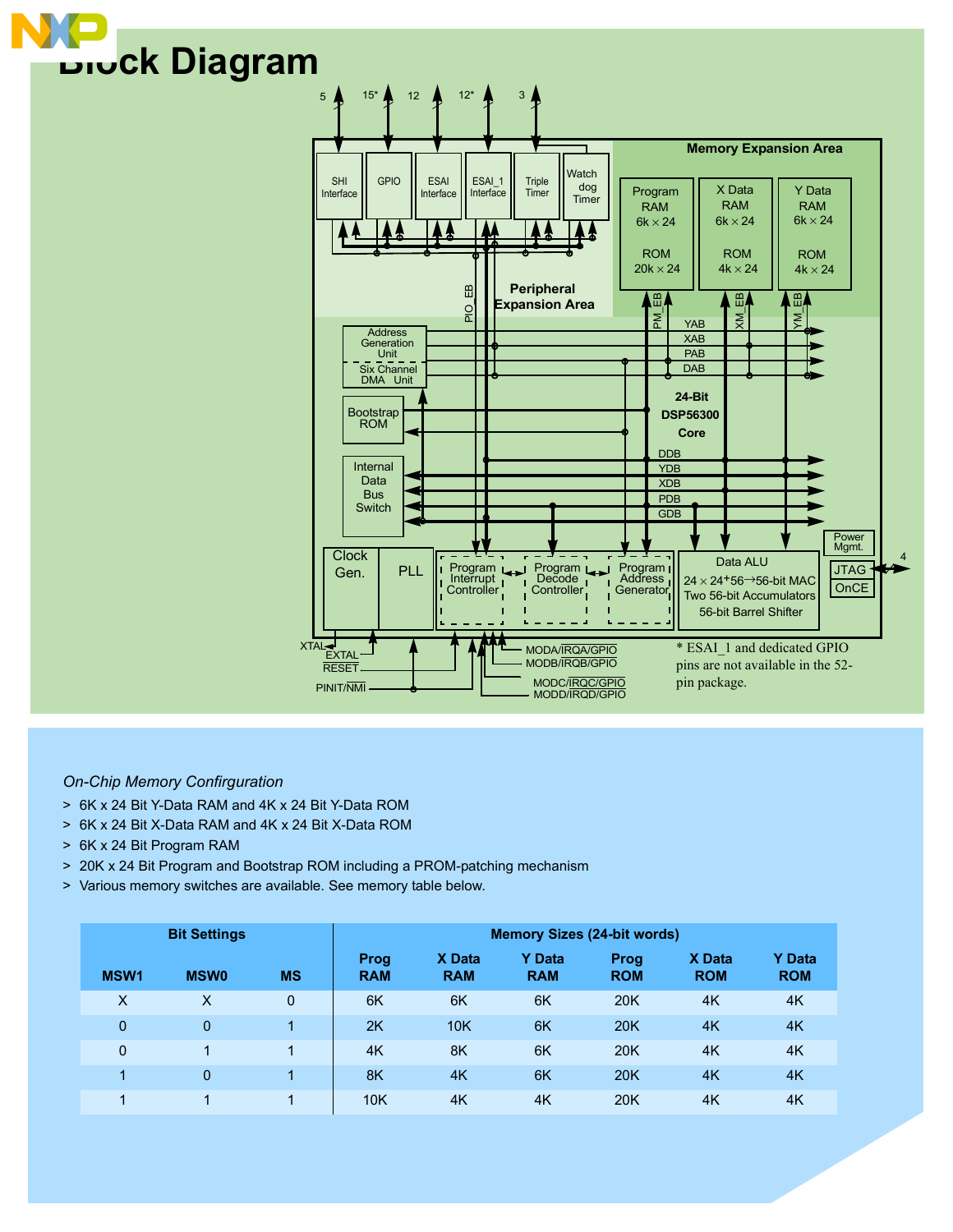# Block Diagram

\* ESAI_1 and dedicated GPIO pins are not available in the 52-pin package.

*On-Chip Memory Confirguration*

- > 6K x 24 Bit Y-Data RAM and 4K x 24 Bit Y-Data ROM
- > 6K x 24 Bit X-Data RAM and 4K x 24 Bit X-Data ROM
- > 6K x 24 Bit Program RAM
- > 20K x 24 Bit Program and Bootstrap ROM including a PROM-patching mechanism
- > Various memory switches are available. See memory table below.

| Bit Settings | | | Memory Sizes (24-bit words) | | | | | |
|---|---|---|---|---|---|---|---|---|
| MSW1 | MSW0 | MS | Prog RAM | X Data RAM | Y Data RAM | Prog ROM | X Data ROM | Y Data ROM |
| X | X | 0 | 6K | 6K | 6K | 20K | 4K | 4K |
| 0 | 0 | 1 | 2K | 10K | 6K | 20K | 4K | 4K |
| 0 | 1 | 1 | 4K | 8K | 6K | 20K | 4K | 4K |
| 1 | 0 | 1 | 8K | 4K | 6K | 20K | 4K | 4K |
| 1 | 1 | 1 | 10K | 4K | 4K | 20K | 4K | 4K |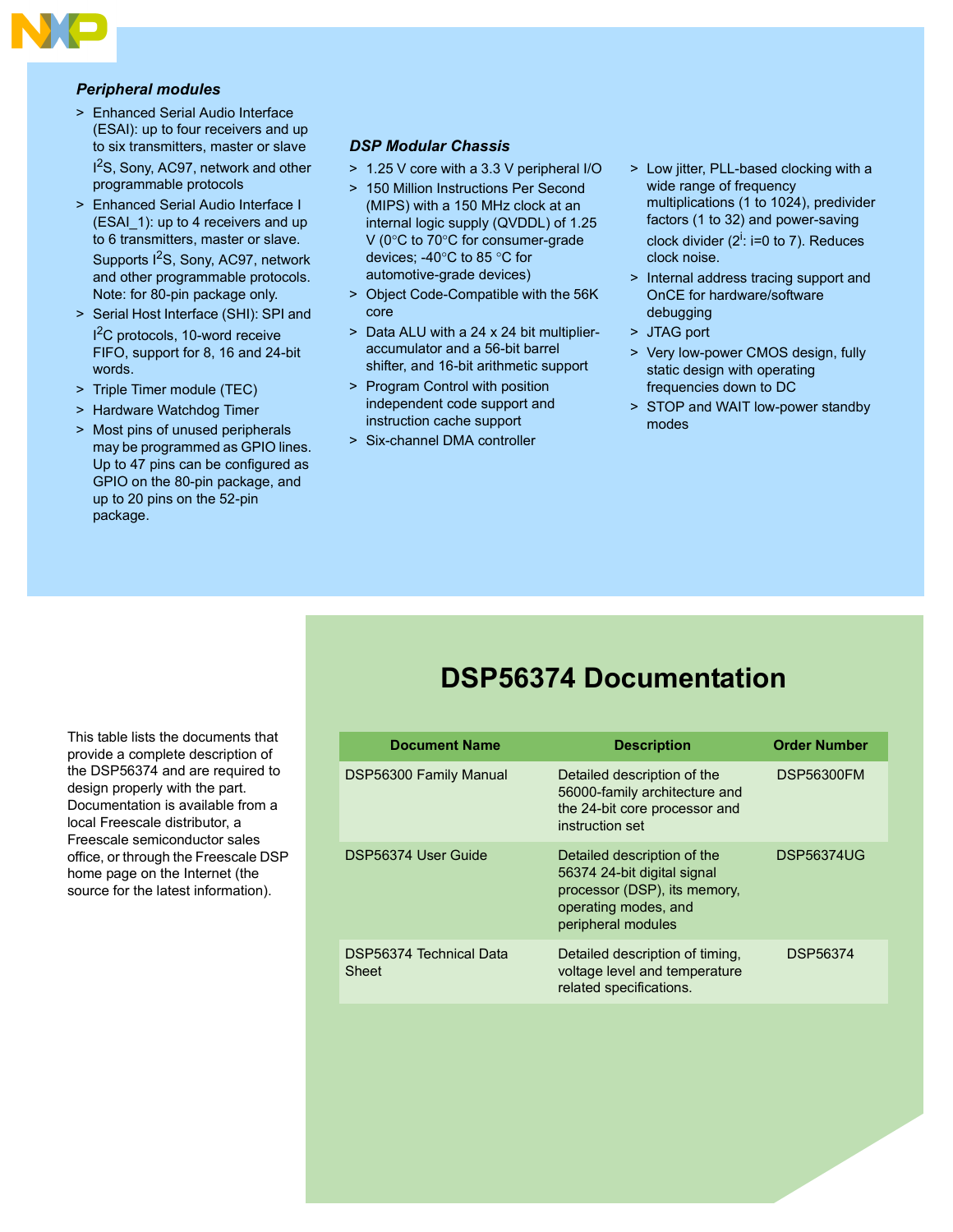### *Peripheral modules*

- Enhanced Serial Audio Interface (ESAI): up to four receivers and up to six transmitters, master or slave $I^2S$, Sony, AC97, network and other programmable protocols
- Enhanced Serial Audio Interface I (ESAI_1): up to 4 receivers and up to 6 transmitters, master or slave. Supports $I^2S$, Sony, AC97, network and other programmable protocols. Note: for 80-pin package only.
- Serial Host Interface (SHI): SPI and $I^2C$ protocols, 10-word receive FIFO, support for 8, 16 and 24-bit words.
- Triple Timer module (TEC)
- Hardware Watchdog Timer
- Most pins of unused peripherals may be programmed as GPIO lines. Up to 47 pins can be configured as GPIO on the 80-pin package, and up to 20 pins on the 52-pin package.

### *DSP Modular Chassis*

- 1.25 V core with a 3.3 V peripheral I/O
- 150 Million Instructions Per Second (MIPS) with a 150 MHz clock at an internal logic supply (QVDDL) of 1.25 V (0°C to 70°C for consumer-grade devices; -40°C to 85 °C for automotive-grade devices)
- Object Code-Compatible with the 56K core
- Data ALU with a 24 x 24 bit multiplier-accumulator and a 56-bit barrel shifter, and 16-bit arithmetic support
- Program Control with position independent code support and instruction cache support
- Six-channel DMA controller
- Low jitter, PLL-based clocking with a wide range of frequency multiplications (1 to 1024), predivider factors (1 to 32) and power-saving clock divider ($2^i$: i=0 to 7). Reduces clock noise.
- Internal address tracing support and OnCE for hardware/software debugging
- JTAG port
- Very low-power CMOS design, fully static design with operating frequencies down to DC
- STOP and WAIT low-power standby modes

## DSP56374 Documentation

This table lists the documents that provide a complete description of the DSP56374 and are required to design properly with the part. Documentation is available from a local Freescale distributor, a Freescale semiconductor sales office, or through the Freescale DSP home page on the Internet (the source for the latest information).

| Document Name | Description | Order Number |
|---|---|---|
| DSP56300 Family Manual | Detailed description of the 56000-family architecture and the 24-bit core processor and instruction set | DSP56300FM |
| DSP56374 User Guide | Detailed description of the 56374 24-bit digital signal processor (DSP), its memory, operating modes, and peripheral modules | DSP56374UG |
| DSP56374 Technical Data Sheet | Detailed description of timing, voltage level and temperature related specifications. | DSP56374 |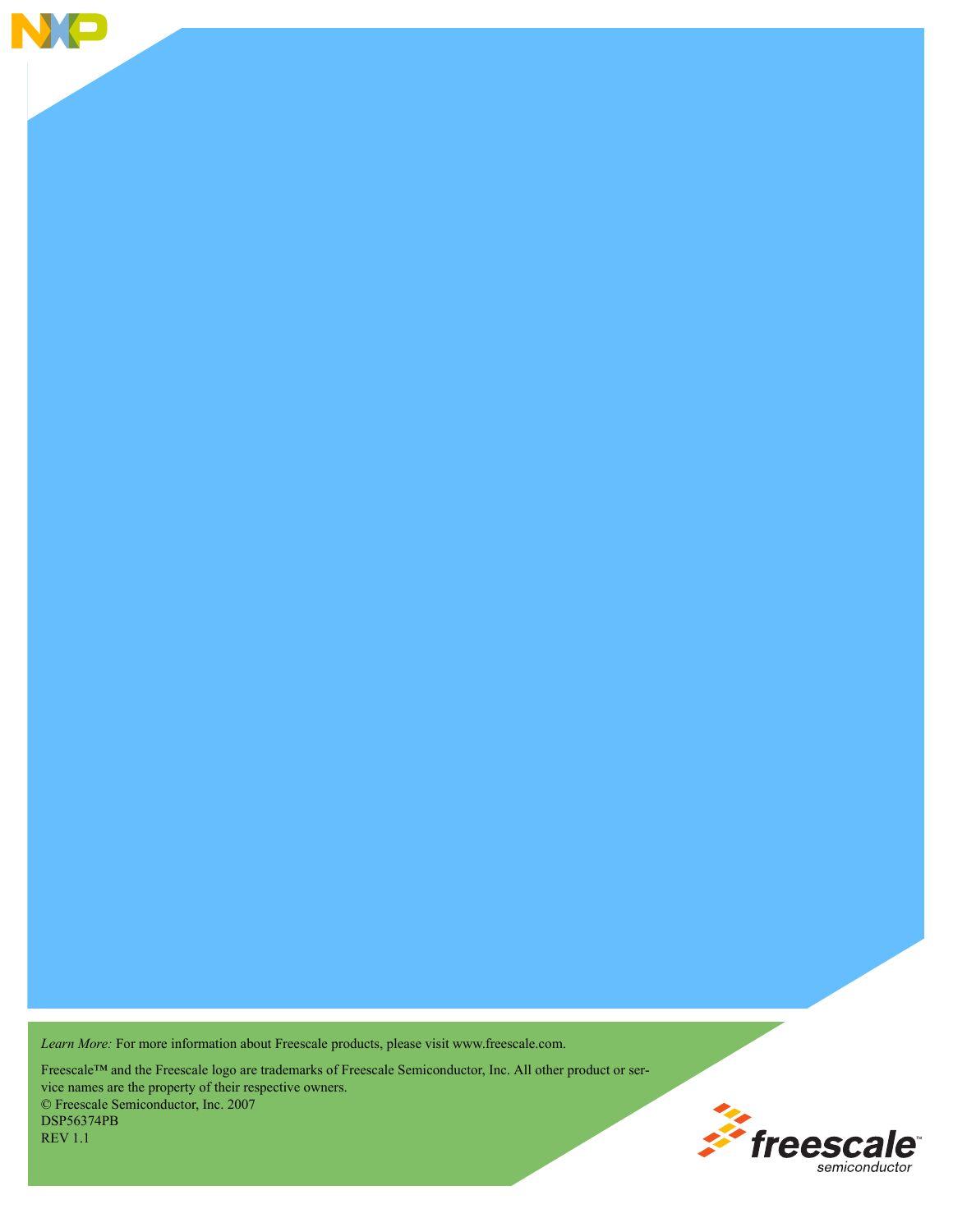*Learn More:* For more information about Freescale products, please visit www.freescale.com.

Freescale™ and the Freescale logo are trademarks of Freescale Semiconductor, Inc. All other product or service names are the property of their respective owners.
© Freescale Semiconductor, Inc. 2007
DSP56374PB
REV 1.1